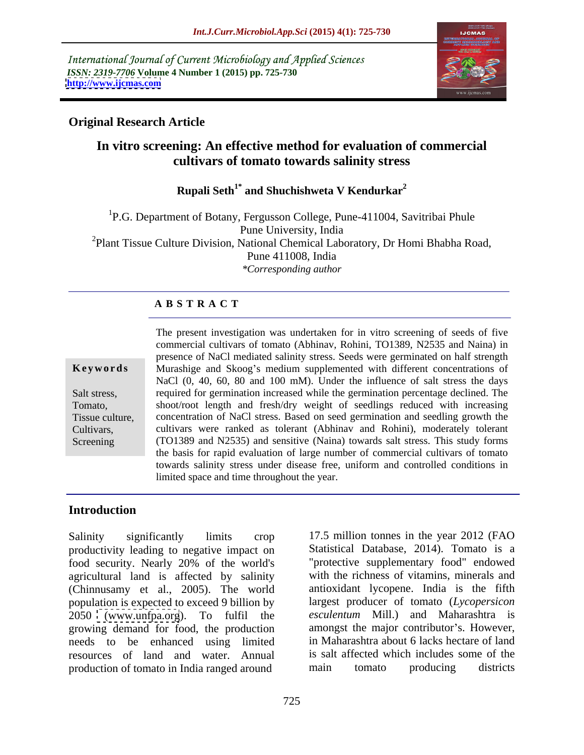International Journal of Current Microbiology and Applied Sciences
*ISSN: 2319-7706* **Volume 4 Number 1 (2015) pp. 725-730**
**http://www.ijcmas.com**

**Original Research Article**

# In vitro screening: An effective method for evaluation of commercial cultivars of tomato towards salinity stress

**Rupali Seth[1*] and Shuchishweta V Kendurkar[2]**

[1]P.G. Department of Botany, Fergusson College, Pune-411004, Savitribai Phule Pune University, India
[2]Plant Tissue Culture Division, National Chemical Laboratory, Dr Homi Bhabha Road, Pune 411008, India
*\*Corresponding author*

## A B S T R A C T

**Keywords**

Salt stress, Tomato, Tissue culture, Cultivars, Screening

The present investigation was undertaken for in vitro screening of seeds of five commercial cultivars of tomato (Abhinav, Rohini, TO1389, N2535 and Naina) in presence of NaCl mediated salinity stress. Seeds were germinated on half strength Murashige and Skoog's medium supplemented with different concentrations of NaCl (0, 40, 60, 80 and 100 mM). Under the influence of salt stress the days required for germination increased while the germination percentage declined. The shoot/root length and fresh/dry weight of seedlings reduced with increasing concentration of NaCl stress. Based on seed germination and seedling growth the cultivars were ranked as tolerant (Abhinav and Rohini), moderately tolerant (TO1389 and N2535) and sensitive (Naina) towards salt stress. This study forms the basis for rapid evaluation of large number of commercial cultivars of tomato towards salinity stress under disease free, uniform and controlled conditions in limited space and time throughout the year.

## Introduction

Salinity significantly limits crop productivity leading to negative impact on food security. Nearly 20% of the world's agricultural land is affected by salinity (Chinnusamy et al., 2005). The world population is expected to exceed 9 billion by 2050 (www.unfpa.org). To fulfil the growing demand for food, the production needs to be enhanced using limited resources of land and water. Annual production of tomato in India ranged around 17.5 million tonnes in the year 2012 (FAO Statistical Database, 2014). Tomato is a "protective supplementary food" endowed with the richness of vitamins, minerals and antioxidant lycopene. India is the fifth largest producer of tomato (*Lycopersicon esculentum* Mill.) and Maharashtra is amongst the major contributor's. However, in Maharashtra about 6 lacks hectare of land is salt affected which includes some of the main tomato producing districts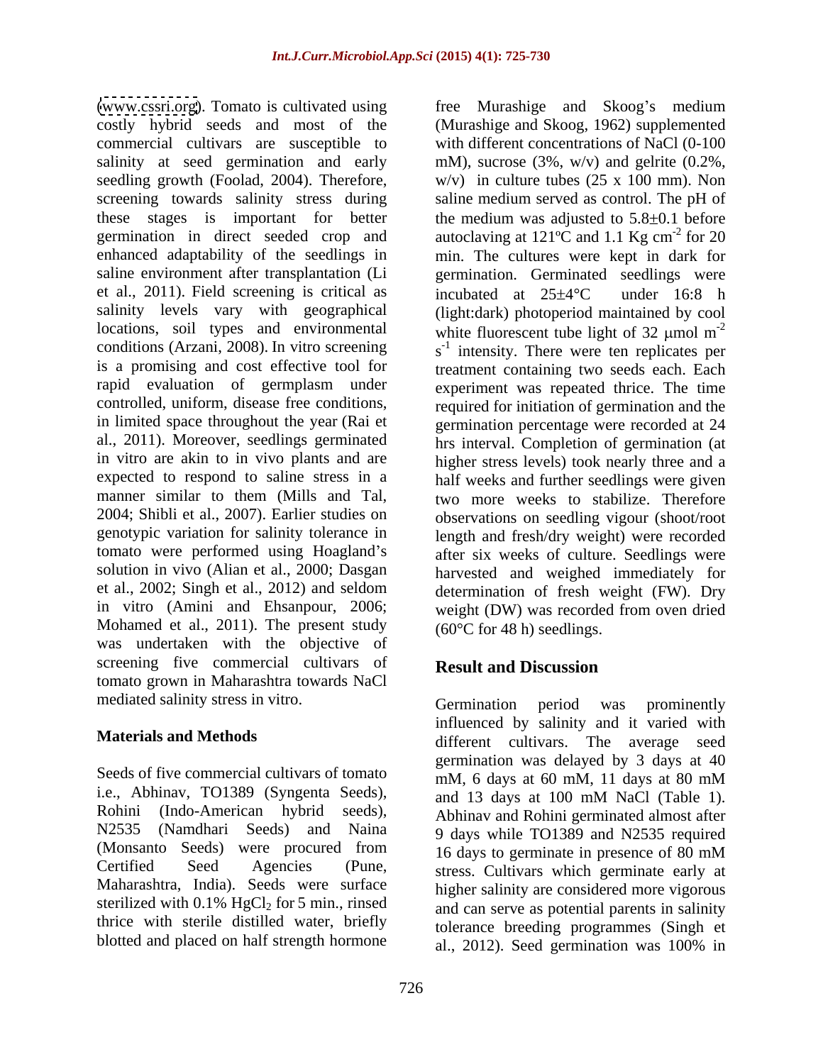(www.cssri.org). Tomato is cultivated using costly hybrid seeds and most of the commercial cultivars are susceptible to salinity at seed germination and early seedling growth (Foolad, 2004). Therefore, screening towards salinity stress during these stages is important for better germination in direct seeded crop and enhanced adaptability of the seedlings in saline environment after transplantation (Li et al., 2011). Field screening is critical as salinity levels vary with geographical locations, soil types and environmental conditions (Arzani, 2008). In vitro screening is a promising and cost effective tool for rapid evaluation of germplasm under controlled, uniform, disease free conditions, in limited space throughout the year (Rai et al., 2011). Moreover, seedlings germinated in vitro are akin to in vivo plants and are expected to respond to saline stress in a manner similar to them (Mills and Tal, 2004; Shibli et al., 2007). Earlier studies on genotypic variation for salinity tolerance in tomato were performed using Hoagland's solution in vivo (Alian et al., 2000; Dasgan et al., 2002; Singh et al., 2012) and seldom in vitro (Amini and Ehsanpour, 2006; Mohamed et al., 2011). The present study was undertaken with the objective of screening five commercial cultivars of tomato grown in Maharashtra towards NaCl mediated salinity stress in vitro.

## Materials and Methods

Seeds of five commercial cultivars of tomato i.e., Abhinav, TO1389 (Syngenta Seeds), Rohini (Indo-American hybrid seeds), N2535 (Namdhari Seeds) and Naina (Monsanto Seeds) were procured from Certified Seed Agencies (Pune, Maharashtra, India). Seeds were surface sterilized with 0.1% $HgCl_2$ for 5 min., rinsed thrice with sterile distilled water, briefly blotted and placed on half strength hormone free Murashige and Skoog's medium (Murashige and Skoog, 1962) supplemented with different concentrations of NaCl (0-100 mM), sucrose (3%, w/v) and gelrite (0.2%, w/v) in culture tubes (25 x 100 mm). Non saline medium served as control. The pH of the medium was adjusted to 5.8±0.1 before autoclaving at 121ºC and 1.1 Kg $cm^{-2}$ for 20 min. The cultures were kept in dark for germination. Germinated seedlings were incubated at 25±4°C under 16:8 h (light:dark) photoperiod maintained by cool white fluorescent tube light of 32 µmol $m^{-2}$ $s^{-1}$ intensity. There were ten replicates per treatment containing two seeds each. Each experiment was repeated thrice. The time required for initiation of germination and the germination percentage were recorded at 24 hrs interval. Completion of germination (at higher stress levels) took nearly three and a half weeks and further seedlings were given two more weeks to stabilize. Therefore observations on seedling vigour (shoot/root length and fresh/dry weight) were recorded after six weeks of culture. Seedlings were harvested and weighed immediately for determination of fresh weight (FW). Dry weight (DW) was recorded from oven dried (60°C for 48 h) seedlings.

## Result and Discussion

Germination period was prominently influenced by salinity and it varied with different cultivars. The average seed germination was delayed by 3 days at 40 mM, 6 days at 60 mM, 11 days at 80 mM and 13 days at 100 mM NaCl (Table 1). Abhinav and Rohini germinated almost after 9 days while TO1389 and N2535 required 16 days to germinate in presence of 80 mM stress. Cultivars which germinate early at higher salinity are considered more vigorous and can serve as potential parents in salinity tolerance breeding programmes (Singh et al., 2012). Seed germination was 100% in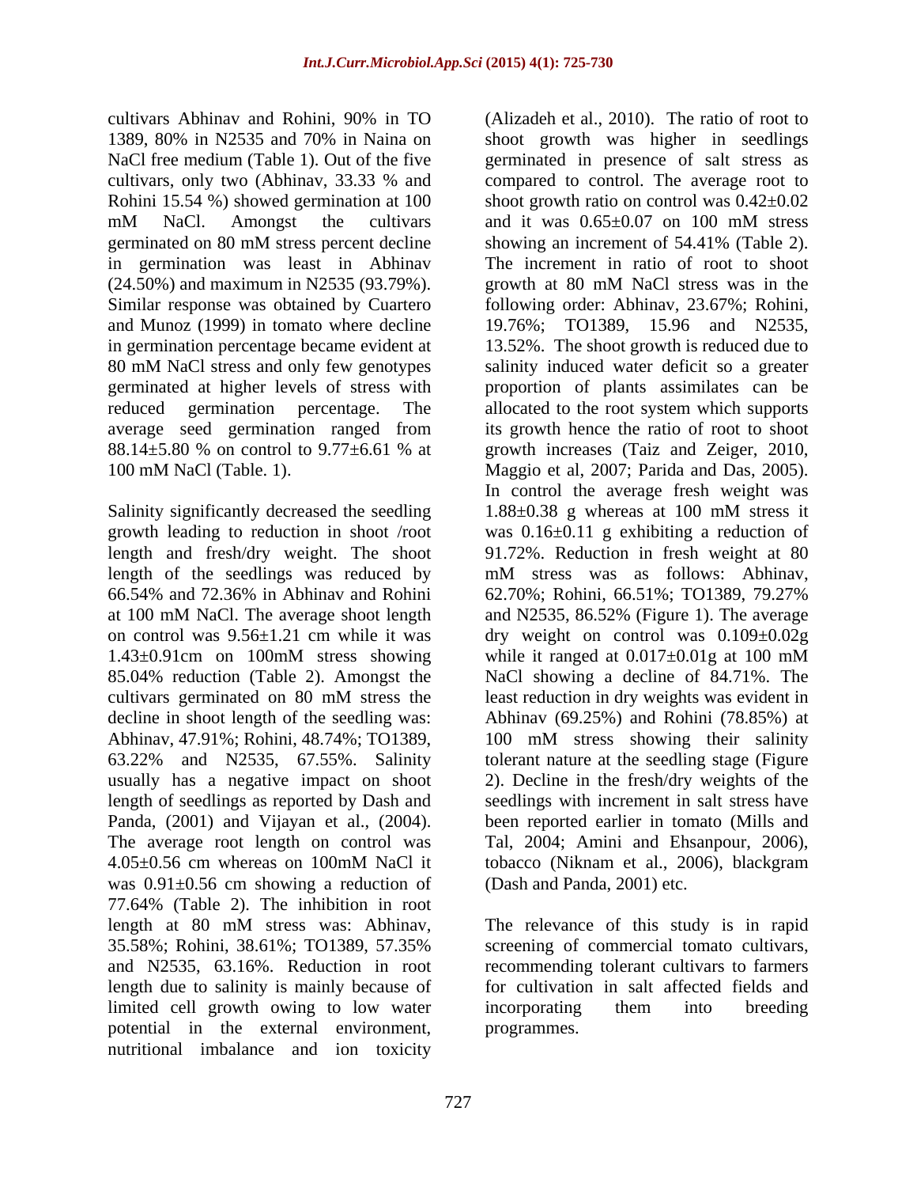cultivars Abhinav and Rohini, 90% in TO 1389, 80% in N2535 and 70% in Naina on NaCl free medium (Table 1). Out of the five cultivars, only two (Abhinav, 33.33 % and Rohini 15.54 %) showed germination at 100 mM NaCl. Amongst the cultivars germinated on 80 mM stress percent decline in germination was least in Abhinav (24.50%) and maximum in N2535 (93.79%). Similar response was obtained by Cuartero and Munoz (1999) in tomato where decline in germination percentage became evident at 80 mM NaCl stress and only few genotypes germinated at higher levels of stress with reduced germination percentage. The average seed germination ranged from 88.14±5.80 % on control to 9.77±6.61 % at 100 mM NaCl (Table. 1).

Salinity significantly decreased the seedling growth leading to reduction in shoot /root length and fresh/dry weight. The shoot length of the seedlings was reduced by 66.54% and 72.36% in Abhinav and Rohini at 100 mM NaCl. The average shoot length on control was 9.56±1.21 cm while it was 1.43±0.91cm on 100mM stress showing 85.04% reduction (Table 2). Amongst the cultivars germinated on 80 mM stress the decline in shoot length of the seedling was: Abhinav, 47.91%; Rohini, 48.74%; TO1389, 63.22% and N2535, 67.55%. Salinity usually has a negative impact on shoot length of seedlings as reported by Dash and Panda, (2001) and Vijayan et al., (2004). The average root length on control was 4.05±0.56 cm whereas on 100mM NaCl it was 0.91±0.56 cm showing a reduction of 77.64% (Table 2). The inhibition in root length at 80 mM stress was: Abhinav, 35.58%; Rohini, 38.61%; TO1389, 57.35% and N2535, 63.16%. Reduction in root length due to salinity is mainly because of limited cell growth owing to low water potential in the external environment, nutritional imbalance and ion toxicity (Alizadeh et al., 2010). The ratio of root to shoot growth was higher in seedlings germinated in presence of salt stress as compared to control. The average root to shoot growth ratio on control was 0.42±0.02 and it was 0.65±0.07 on 100 mM stress showing an increment of 54.41% (Table 2). The increment in ratio of root to shoot growth at 80 mM NaCl stress was in the following order: Abhinav, 23.67%; Rohini, 19.76%; TO1389, 15.96 and N2535, 13.52%. The shoot growth is reduced due to salinity induced water deficit so a greater proportion of plants assimilates can be allocated to the root system which supports its growth hence the ratio of root to shoot growth increases (Taiz and Zeiger, 2010, Maggio et al, 2007; Parida and Das, 2005). In control the average fresh weight was 1.88±0.38 g whereas at 100 mM stress it was 0.16±0.11 g exhibiting a reduction of 91.72%. Reduction in fresh weight at 80 mM stress was as follows: Abhinav, 62.70%; Rohini, 66.51%; TO1389, 79.27% and N2535, 86.52% (Figure 1). The average dry weight on control was 0.109±0.02g while it ranged at 0.017±0.01g at 100 mM NaCl showing a decline of 84.71%. The least reduction in dry weights was evident in Abhinav (69.25%) and Rohini (78.85%) at 100 mM stress showing their salinity tolerant nature at the seedling stage (Figure 2). Decline in the fresh/dry weights of the seedlings with increment in salt stress have been reported earlier in tomato (Mills and Tal, 2004; Amini and Ehsanpour, 2006), tobacco (Niknam et al., 2006), blackgram (Dash and Panda, 2001) etc.

The relevance of this study is in rapid screening of commercial tomato cultivars, recommending tolerant cultivars to farmers for cultivation in salt affected fields and incorporating them into breeding programmes.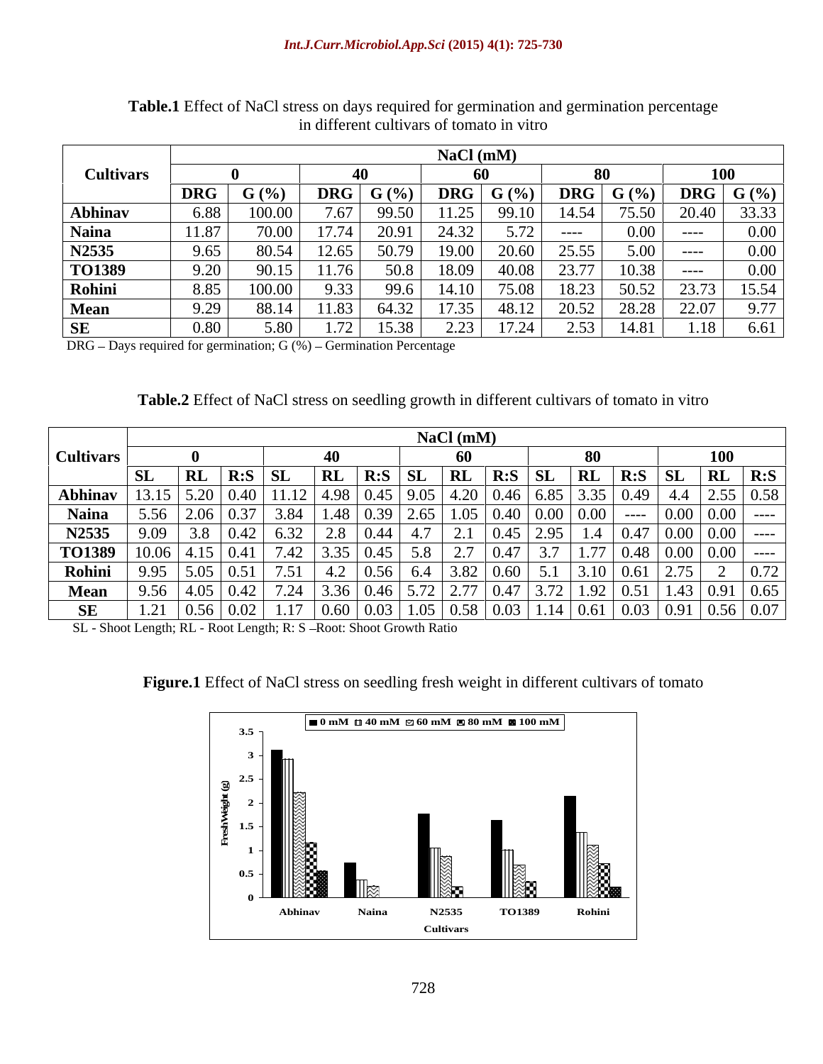**Table.1** Effect of NaCl stress on days required for germination and germination percentage in different cultivars of tomato in vitro

| Cultivars | NaCl (mM) | | | | | | | | | |
|---|---|---|---|---|---|---|---|---|---|---|
| | 0 | | 40 | | 60 | | 80 | | 100 | |
| | DRG | G (%) | DRG | G (%) | DRG | G (%) | DRG | G (%) | DRG | G (%) |
| **Abhinav** | 6.88 | 100.00 | 7.67 | 99.50 | 11.25 | 99.10 | 14.54 | 75.50 | 20.40 | 33.33 |
| **Naina** | 11.87 | 70.00 | 17.74 | 20.91 | 24.32 | 5.72 | ---- | 0.00 | ---- | 0.00 |
| **N2535** | 9.65 | 80.54 | 12.65 | 50.79 | 19.00 | 20.60 | 25.55 | 5.00 | ---- | 0.00 |
| **TO1389** | 9.20 | 90.15 | 11.76 | 50.8 | 18.09 | 40.08 | 23.77 | 10.38 | ---- | 0.00 |
| **Rohini** | 8.85 | 100.00 | 9.33 | 99.6 | 14.10 | 75.08 | 18.23 | 50.52 | 23.73 | 15.54 |
| **Mean** | 9.29 | 88.14 | 11.83 | 64.32 | 17.35 | 48.12 | 20.52 | 28.28 | 22.07 | 9.77 |
| **SE** | 0.80 | 5.80 | 1.72 | 15.38 | 2.23 | 17.24 | 2.53 | 14.81 | 1.18 | 6.61 |

DRG – Days required for germination; G (%) – Germination Percentage

**Table.2** Effect of NaCl stress on seedling growth in different cultivars of tomato in vitro

| Cultivars | NaCl (mM) | | | | | | | | | | | | | | |
|---|---|---|---|---|---|---|---|---|---|---|---|---|---|---|---|
| | 0 | | | 40 | | | 60 | | | 80 | | | 100 | | |
| | SL | RL | R:S | SL | RL | R:S | SL | RL | R:S | SL | RL | R:S | SL | RL | R:S |
| **Abhinav** | 13.15 | 5.20 | 0.40 | 11.12 | 4.98 | 0.45 | 9.05 | 4.20 | 0.46 | 6.85 | 3.35 | 0.49 | 4.4 | 2.55 | 0.58 |
| **Naina** | 5.56 | 2.06 | 0.37 | 3.84 | 1.48 | 0.39 | 2.65 | 1.05 | 0.40 | 0.00 | 0.00 | ---- | 0.00 | 0.00 | ---- |
| **N2535** | 9.09 | 3.8 | 0.42 | 6.32 | 2.8 | 0.44 | 4.7 | 2.1 | 0.45 | 2.95 | 1.4 | 0.47 | 0.00 | 0.00 | ---- |
| **TO1389** | 10.06 | 4.15 | 0.41 | 7.42 | 3.35 | 0.45 | 5.8 | 2.7 | 0.47 | 3.7 | 1.77 | 0.48 | 0.00 | 0.00 | ---- |
| **Rohini** | 9.95 | 5.05 | 0.51 | 7.51 | 4.2 | 0.56 | 6.4 | 3.82 | 0.60 | 5.1 | 3.10 | 0.61 | 2.75 | 2 | 0.72 |
| **Mean** | 9.56 | 4.05 | 0.42 | 7.24 | 3.36 | 0.46 | 5.72 | 2.77 | 0.47 | 3.72 | 1.92 | 0.51 | 1.43 | 0.91 | 0.65 |
| **SE** | 1.21 | 0.56 | 0.02 | 1.17 | 0.60 | 0.03 | 1.05 | 0.58 | 0.03 | 1.14 | 0.61 | 0.03 | 0.91 | 0.56 | 0.07 |

SL - Shoot Length; RL - Root Length; R: S –Root: Shoot Growth Ratio

**Figure.1** Effect of NaCl stress on seedling fresh weight in different cultivars of tomato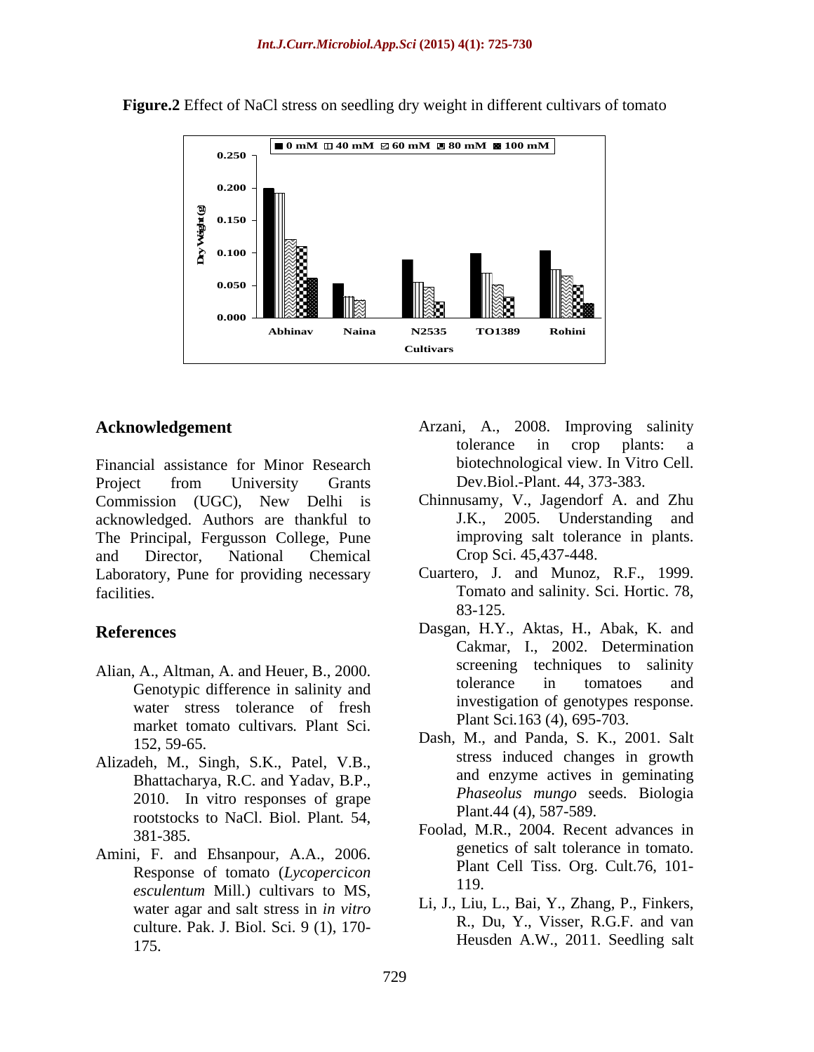**Figure.2** Effect of NaCl stress on seedling dry weight in different cultivars of tomato

## Acknowledgement

Financial assistance for Minor Research Project from University Grants Commission (UGC), New Delhi is acknowledged. Authors are thankful to The Principal, Fergusson College, Pune and Director, National Chemical Laboratory, Pune for providing necessary facilities.

## References

Alian, A., Altman, A. and Heuer, B., 2000. Genotypic difference in salinity and water stress tolerance of fresh market tomato cultivars*.* Plant Sci. 152, 59-65.

Alizadeh, M., Singh, S.K., Patel, V.B., Bhattacharya, R.C. and Yadav, B.P., 2010. In vitro responses of grape rootstocks to NaCl. Biol. Plant*.* 54, 381-385.

Amini, F. and Ehsanpour, A.A., 2006. Response of tomato (*Lycopercicon esculentum* Mill.) cultivars to MS, water agar and salt stress in *in vitro* culture. Pak. J. Biol. Sci. 9 (1), 170-175.

Arzani, A., 2008. Improving salinity tolerance in crop plants: a biotechnological view. In Vitro Cell. Dev.Biol.-Plant. 44, 373-383.

Chinnusamy, V., Jagendorf A. and Zhu J.K., 2005. Understanding and improving salt tolerance in plants. Crop Sci. 45,437-448.

Cuartero, J. and Munoz, R.F., 1999. Tomato and salinity. Sci. Hortic. 78, 83-125.

Dasgan, H.Y., Aktas, H., Abak, K. and Cakmar, I., 2002. Determination screening techniques to salinity tolerance in tomatoes and investigation of genotypes response. Plant Sci.163 (4), 695-703.

Dash, M., and Panda, S. K., 2001. Salt stress induced changes in growth and enzyme actives in geminating *Phaseolus mungo* seeds. Biologia Plant.44 (4), 587-589.

Foolad, M.R., 2004. Recent advances in genetics of salt tolerance in tomato. Plant Cell Tiss. Org. Cult.76, 101-119.

Li, J., Liu, L., Bai, Y., Zhang, P., Finkers, R., Du, Y., Visser, R.G.F. and van Heusden A.W., 2011. Seedling salt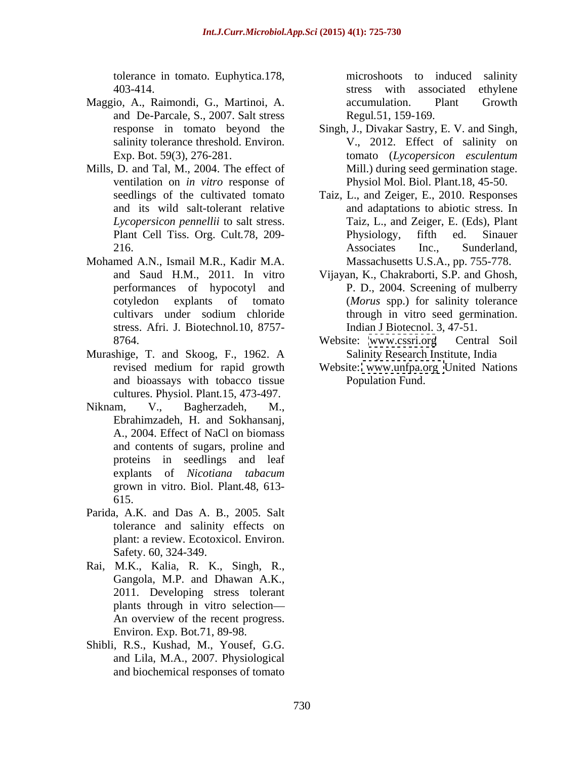tolerance in tomato. Euphytica.178, 403-414.

Maggio, A., Raimondi, G., Martinoi, A. and De-Parcale, S., 2007. Salt stress response in tomato beyond the salinity tolerance threshold. Environ. Exp. Bot. 59(3), 276-281.

Mills, D. and Tal, M., 2004. The effect of ventilation on *in vitro* response of seedlings of the cultivated tomato and its wild salt-tolerant relative *Lycopersicon pennellii* to salt stress. Plant Cell Tiss. Org. Cult.78, 209-216.

Mohamed A.N., Ismail M.R., Kadir M.A. and Saud H.M., 2011. In vitro performances of hypocotyl and cotyledon explants of tomato cultivars under sodium chloride stress. Afri. J. Biotechnol.10, 8757-8764.

Murashige, T. and Skoog, F., 1962. A revised medium for rapid growth and bioassays with tobacco tissue cultures. Physiol. Plant.15, 473-497.

Niknam, V., Bagherzadeh, M., Ebrahimzadeh, H. and Sokhansanj, A., 2004. Effect of NaCl on biomass and contents of sugars, proline and proteins in seedlings and leaf explants of *Nicotiana tabacum* grown in vitro. Biol. Plant.48, 613-615.

Parida, A.K. and Das A. B., 2005. Salt tolerance and salinity effects on plant: a review. Ecotoxicol. Environ. Safety. 60, 324-349.

Rai, M.K., Kalia, R. K., Singh, R., Gangola, M.P. and Dhawan A.K., 2011. Developing stress tolerant plants through in vitro selection— An overview of the recent progress. Environ. Exp. Bot.71, 89-98.

Shibli, R.S., Kushad, M., Yousef, G.G. and Lila, M.A., 2007. Physiological and biochemical responses of tomato microshoots to induced salinity stress with associated ethylene accumulation. Plant Growth Regul.51, 159-169.

Singh, J., Divakar Sastry, E. V. and Singh, V., 2012. Effect of salinity on tomato (*Lycopersicon esculentum* Mill.) during seed germination stage. Physiol Mol. Biol. Plant.18, 45-50.

Taiz, L., and Zeiger, E., 2010. Responses and adaptations to abiotic stress. In Taiz, L., and Zeiger, E. (Eds), Plant Physiology, fifth ed. Sinauer Associates Inc., Sunderland, Massachusetts U.S.A., pp. 755-778.

Vijayan, K., Chakraborti, S.P. and Ghosh, P. D., 2004. Screening of mulberry (*Morus* spp.) for salinity tolerance through in vitro seed germination. Indian J Biotecnol. 3, 47-51.

Website: www.cssri.org Central Soil Salinity Research Institute, India

Website: www.unfpa.org United Nations Population Fund.